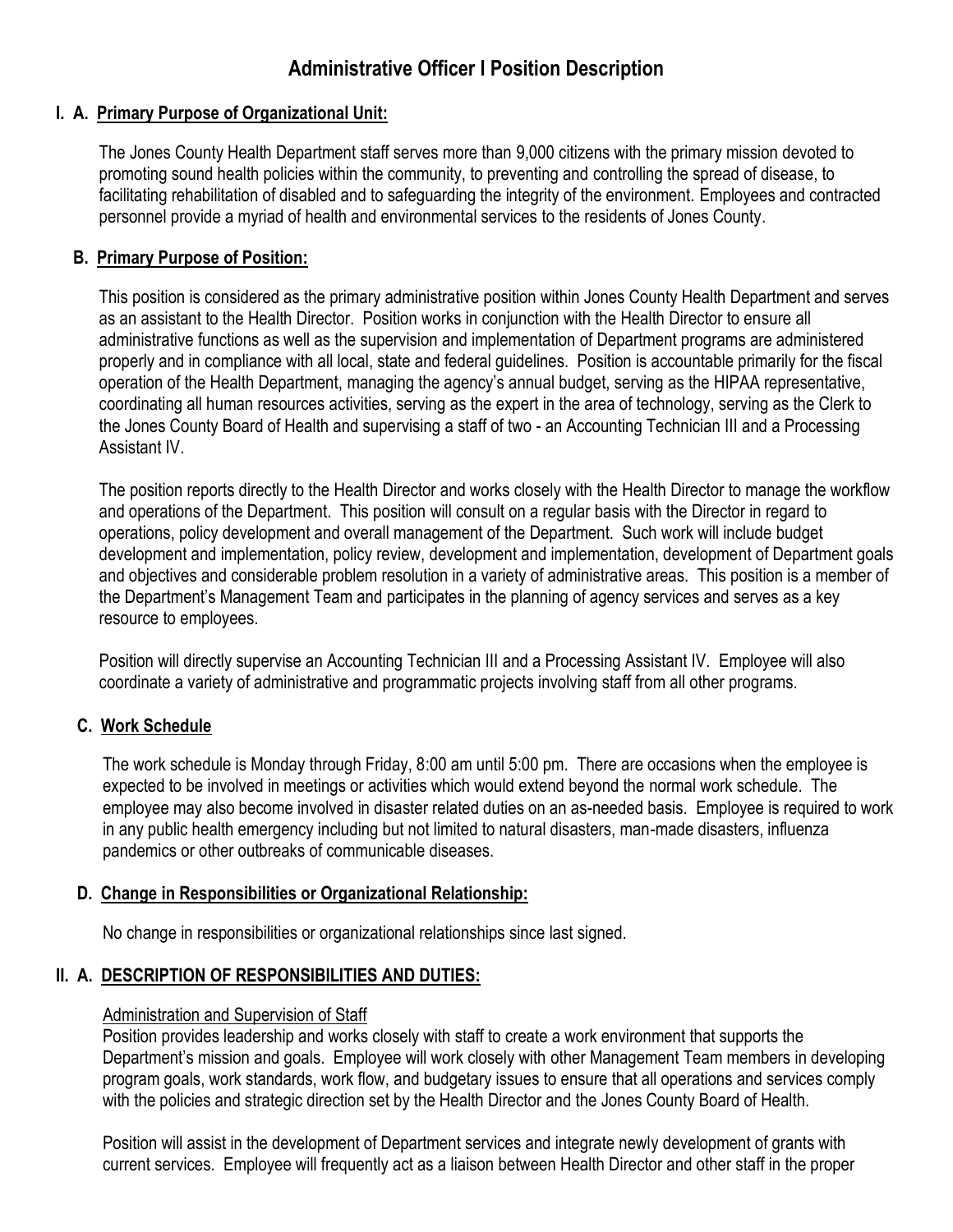# Administrative Officer I Position Description

## I. A. Primary Purpose of Organizational Unit:

The Jones County Health Department staff serves more than 9,000 citizens with the primary mission devoted to promoting sound health policies within the community, to preventing and controlling the spread of disease, to facilitating rehabilitation of disabled and to safeguarding the integrity of the environment. Employees and contracted personnel provide a myriad of health and environmental services to the residents of Jones County.

## B. Primary Purpose of Position:

This position is considered as the primary administrative position within Jones County Health Department and serves as an assistant to the Health Director. Position works in conjunction with the Health Director to ensure all administrative functions as well as the supervision and implementation of Department programs are administered properly and in compliance with all local, state and federal guidelines. Position is accountable primarily for the fiscal operation of the Health Department, managing the agency's annual budget, serving as the HIPAA representative, coordinating all human resources activities, serving as the expert in the area of technology, serving as the Clerk to the Jones County Board of Health and supervising a staff of two - an Accounting Technician III and a Processing Assistant IV.

The position reports directly to the Health Director and works closely with the Health Director to manage the workflow and operations of the Department. This position will consult on a regular basis with the Director in regard to operations, policy development and overall management of the Department. Such work will include budget development and implementation, policy review, development and implementation, development of Department goals and objectives and considerable problem resolution in a variety of administrative areas. This position is a member of the Department's Management Team and participates in the planning of agency services and serves as a key resource to employees.

Position will directly supervise an Accounting Technician III and a Processing Assistant IV. Employee will also coordinate a variety of administrative and programmatic projects involving staff from all other programs.

## C. Work Schedule

The work schedule is Monday through Friday, 8:00 am until 5:00 pm. There are occasions when the employee is expected to be involved in meetings or activities which would extend beyond the normal work schedule. The employee may also become involved in disaster related duties on an as-needed basis. Employee is required to work in any public health emergency including but not limited to natural disasters, man-made disasters, influenza pandemics or other outbreaks of communicable diseases.

## D. Change in Responsibilities or Organizational Relationship:

No change in responsibilities or organizational relationships since last signed.

## II. A. DESCRIPTION OF RESPONSIBILITIES AND DUTIES:

Administration and Supervision of Staff

Position provides leadership and works closely with staff to create a work environment that supports the Department's mission and goals. Employee will work closely with other Management Team members in developing program goals, work standards, work flow, and budgetary issues to ensure that all operations and services comply with the policies and strategic direction set by the Health Director and the Jones County Board of Health.

Position will assist in the development of Department services and integrate newly development of grants with current services. Employee will frequently act as a liaison between Health Director and other staff in the proper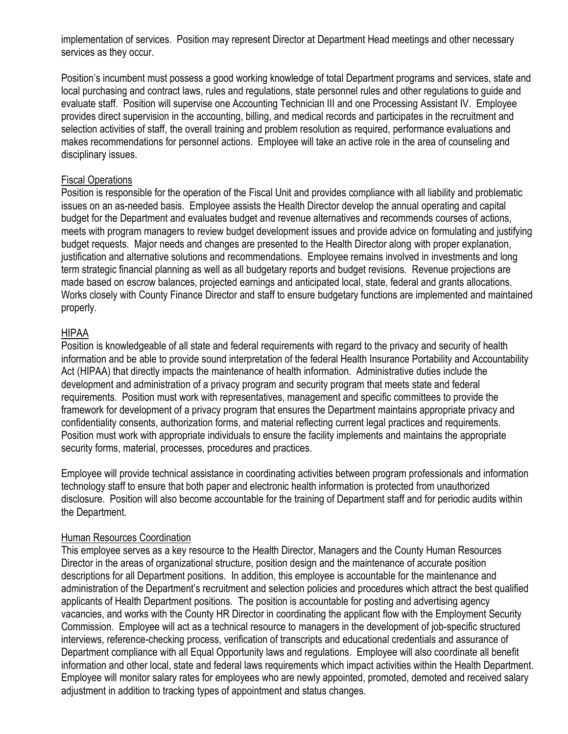implementation of services. Position may represent Director at Department Head meetings and other necessary services as they occur.

Position's incumbent must possess a good working knowledge of total Department programs and services, state and local purchasing and contract laws, rules and regulations, state personnel rules and other regulations to guide and evaluate staff. Position will supervise one Accounting Technician III and one Processing Assistant IV. Employee provides direct supervision in the accounting, billing, and medical records and participates in the recruitment and selection activities of staff, the overall training and problem resolution as required, performance evaluations and makes recommendations for personnel actions. Employee will take an active role in the area of counseling and disciplinary issues.

## Fiscal Operations

Position is responsible for the operation of the Fiscal Unit and provides compliance with all liability and problematic issues on an as-needed basis. Employee assists the Health Director develop the annual operating and capital budget for the Department and evaluates budget and revenue alternatives and recommends courses of actions, meets with program managers to review budget development issues and provide advice on formulating and justifying budget requests. Major needs and changes are presented to the Health Director along with proper explanation, justification and alternative solutions and recommendations. Employee remains involved in investments and long term strategic financial planning as well as all budgetary reports and budget revisions. Revenue projections are made based on escrow balances, projected earnings and anticipated local, state, federal and grants allocations. Works closely with County Finance Director and staff to ensure budgetary functions are implemented and maintained properly.

## HIPAA

Position is knowledgeable of all state and federal requirements with regard to the privacy and security of health information and be able to provide sound interpretation of the federal Health Insurance Portability and Accountability Act (HIPAA) that directly impacts the maintenance of health information. Administrative duties include the development and administration of a privacy program and security program that meets state and federal requirements. Position must work with representatives, management and specific committees to provide the framework for development of a privacy program that ensures the Department maintains appropriate privacy and confidentiality consents, authorization forms, and material reflecting current legal practices and requirements. Position must work with appropriate individuals to ensure the facility implements and maintains the appropriate security forms, material, processes, procedures and practices.

Employee will provide technical assistance in coordinating activities between program professionals and information technology staff to ensure that both paper and electronic health information is protected from unauthorized disclosure. Position will also become accountable for the training of Department staff and for periodic audits within the Department.

## Human Resources Coordination

This employee serves as a key resource to the Health Director, Managers and the County Human Resources Director in the areas of organizational structure, position design and the maintenance of accurate position descriptions for all Department positions. In addition, this employee is accountable for the maintenance and administration of the Department's recruitment and selection policies and procedures which attract the best qualified applicants of Health Department positions. The position is accountable for posting and advertising agency vacancies, and works with the County HR Director in coordinating the applicant flow with the Employment Security Commission. Employee will act as a technical resource to managers in the development of job-specific structured interviews, reference-checking process, verification of transcripts and educational credentials and assurance of Department compliance with all Equal Opportunity laws and regulations. Employee will also coordinate all benefit information and other local, state and federal laws requirements which impact activities within the Health Department. Employee will monitor salary rates for employees who are newly appointed, promoted, demoted and received salary adjustment in addition to tracking types of appointment and status changes.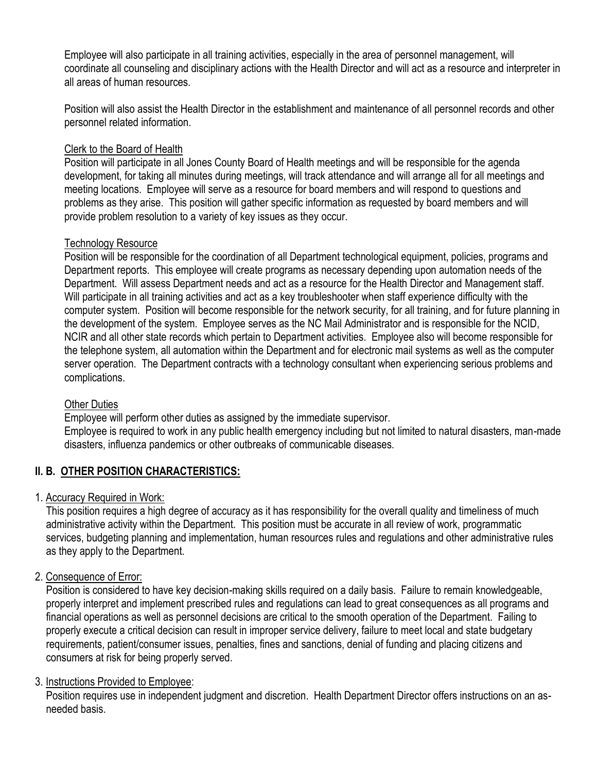Employee will also participate in all training activities, especially in the area of personnel management, will coordinate all counseling and disciplinary actions with the Health Director and will act as a resource and interpreter in all areas of human resources.

Position will also assist the Health Director in the establishment and maintenance of all personnel records and other personnel related information.

Clerk to the Board of Health

Position will participate in all Jones County Board of Health meetings and will be responsible for the agenda development, for taking all minutes during meetings, will track attendance and will arrange all for all meetings and meeting locations. Employee will serve as a resource for board members and will respond to questions and problems as they arise. This position will gather specific information as requested by board members and will provide problem resolution to a variety of key issues as they occur.

Technology Resource

Position will be responsible for the coordination of all Department technological equipment, policies, programs and Department reports. This employee will create programs as necessary depending upon automation needs of the Department. Will assess Department needs and act as a resource for the Health Director and Management staff. Will participate in all training activities and act as a key troubleshooter when staff experience difficulty with the computer system. Position will become responsible for the network security, for all training, and for future planning in the development of the system. Employee serves as the NC Mail Administrator and is responsible for the NCID, NCIR and all other state records which pertain to Department activities. Employee also will become responsible for the telephone system, all automation within the Department and for electronic mail systems as well as the computer server operation. The Department contracts with a technology consultant when experiencing serious problems and complications.

Other Duties

Employee will perform other duties as assigned by the immediate supervisor.
Employee is required to work in any public health emergency including but not limited to natural disasters, man-made disasters, influenza pandemics or other outbreaks of communicable diseases.

## II. B. OTHER POSITION CHARACTERISTICS:

1. Accuracy Required in Work:
   This position requires a high degree of accuracy as it has responsibility for the overall quality and timeliness of much administrative activity within the Department. This position must be accurate in all review of work, programmatic services, budgeting planning and implementation, human resources rules and regulations and other administrative rules as they apply to the Department.

2. Consequence of Error:
   Position is considered to have key decision-making skills required on a daily basis. Failure to remain knowledgeable, properly interpret and implement prescribed rules and regulations can lead to great consequences as all programs and financial operations as well as personnel decisions are critical to the smooth operation of the Department. Failing to properly execute a critical decision can result in improper service delivery, failure to meet local and state budgetary requirements, patient/consumer issues, penalties, fines and sanctions, denial of funding and placing citizens and consumers at risk for being properly served.

3. Instructions Provided to Employee:
   Position requires use in independent judgment and discretion. Health Department Director offers instructions on an as-needed basis.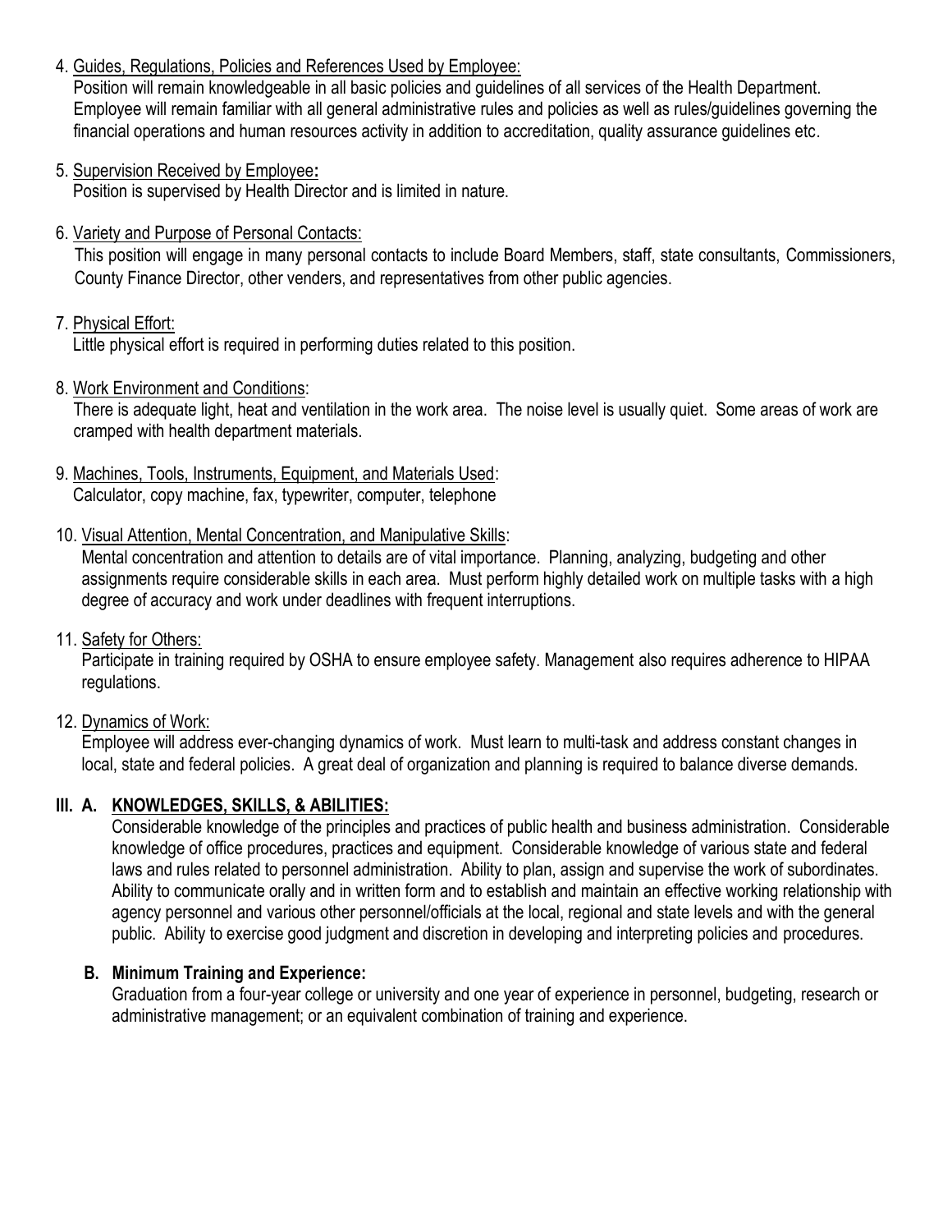4. <u>Guides, Regulations, Policies and References Used by Employee:</u>
   Position will remain knowledgeable in all basic policies and guidelines of all services of the Health Department. Employee will remain familiar with all general administrative rules and policies as well as rules/guidelines governing the financial operations and human resources activity in addition to accreditation, quality assurance guidelines etc.

5. <u>Supervision Received by Employee</u>**:**
   Position is supervised by Health Director and is limited in nature.

6. <u>Variety and Purpose of Personal Contacts:</u>
   This position will engage in many personal contacts to include Board Members, staff, state consultants, Commissioners, County Finance Director, other venders, and representatives from other public agencies.

7. <u>Physical Effort:</u>
   Little physical effort is required in performing duties related to this position.

8. <u>Work Environment and Conditions</u>:
   There is adequate light, heat and ventilation in the work area. The noise level is usually quiet. Some areas of work are cramped with health department materials.

9. <u>Machines, Tools, Instruments, Equipment, and Materials Used</u>:
   Calculator, copy machine, fax, typewriter, computer, telephone

10. <u>Visual Attention, Mental Concentration, and Manipulative Skills</u>:
    Mental concentration and attention to details are of vital importance. Planning, analyzing, budgeting and other assignments require considerable skills in each area. Must perform highly detailed work on multiple tasks with a high degree of accuracy and work under deadlines with frequent interruptions.

11. <u>Safety for Others:</u>
    Participate in training required by OSHA to ensure employee safety. Management also requires adherence to HIPAA regulations.

12. <u>Dynamics of Work:</u>
    Employee will address ever-changing dynamics of work. Must learn to multi-task and address constant changes in local, state and federal policies. A great deal of organization and planning is required to balance diverse demands.

## III. A. KNOWLEDGES, SKILLS, & ABILITIES:

Considerable knowledge of the principles and practices of public health and business administration. Considerable knowledge of office procedures, practices and equipment. Considerable knowledge of various state and federal laws and rules related to personnel administration. Ability to plan, assign and supervise the work of subordinates. Ability to communicate orally and in written form and to establish and maintain an effective working relationship with agency personnel and various other personnel/officials at the local, regional and state levels and with the general public. Ability to exercise good judgment and discretion in developing and interpreting policies and procedures.

### B. Minimum Training and Experience:

Graduation from a four-year college or university and one year of experience in personnel, budgeting, research or administrative management; or an equivalent combination of training and experience.